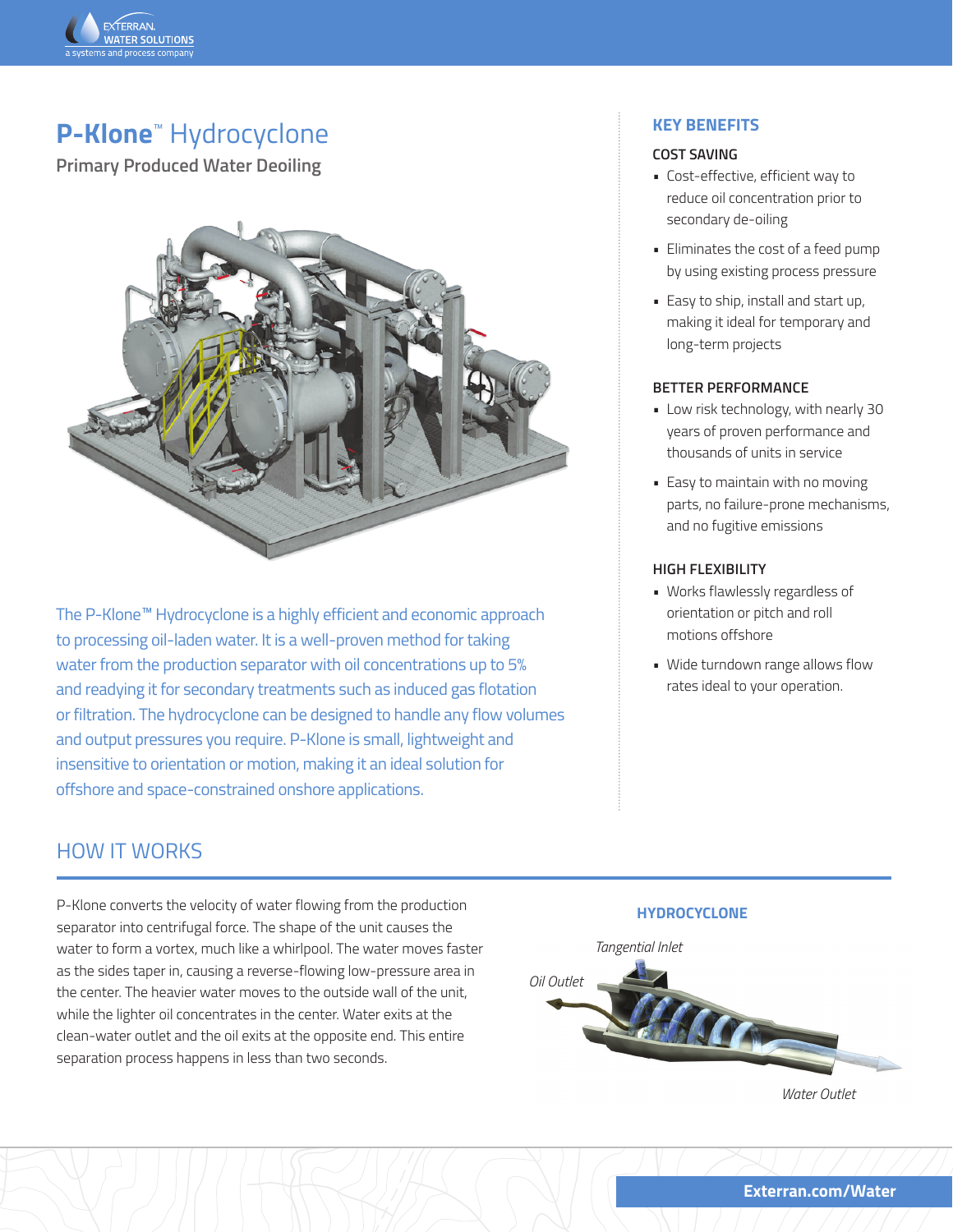# P-Klone™ Hydrocyclone

**Primary Produced Water Deoiling**

The P-Klone™ Hydrocyclone is a highly efficient and economic approach to processing oil-laden water. It is a well-proven method for taking water from the production separator with oil concentrations up to 5% and readying it for secondary treatments such as induced gas flotation or filtration. The hydrocyclone can be designed to handle any flow volumes and output pressures you require. P-Klone is small, lightweight and insensitive to orientation or motion, making it an ideal solution for offshore and space-constrained onshore applications.

## KEY BENEFITS

### COST SAVING

- Cost-effective, efficient way to reduce oil concentration prior to secondary de-oiling
- Eliminates the cost of a feed pump by using existing process pressure
- Easy to ship, install and start up, making it ideal for temporary and long-term projects

### BETTER PERFORMANCE

- Low risk technology, with nearly 30 years of proven performance and thousands of units in service
- Easy to maintain with no moving parts, no failure-prone mechanisms, and no fugitive emissions

### HIGH FLEXIBILITY

- Works flawlessly regardless of orientation or pitch and roll motions offshore
- Wide turndown range allows flow rates ideal to your operation.

## HOW IT WORKS

P-Klone converts the velocity of water flowing from the production separator into centrifugal force. The shape of the unit causes the water to form a vortex, much like a whirlpool. The water moves faster as the sides taper in, causing a reverse-flowing low-pressure area in the center. The heavier water moves to the outside wall of the unit, while the lighter oil concentrates in the center. Water exits at the clean-water outlet and the oil exits at the opposite end. This entire separation process happens in less than two seconds.

**HYDROCYCLONE**

*Tangential Inlet*

*Oil Outlet*

*Water Outlet*

**Exterran.com/Water**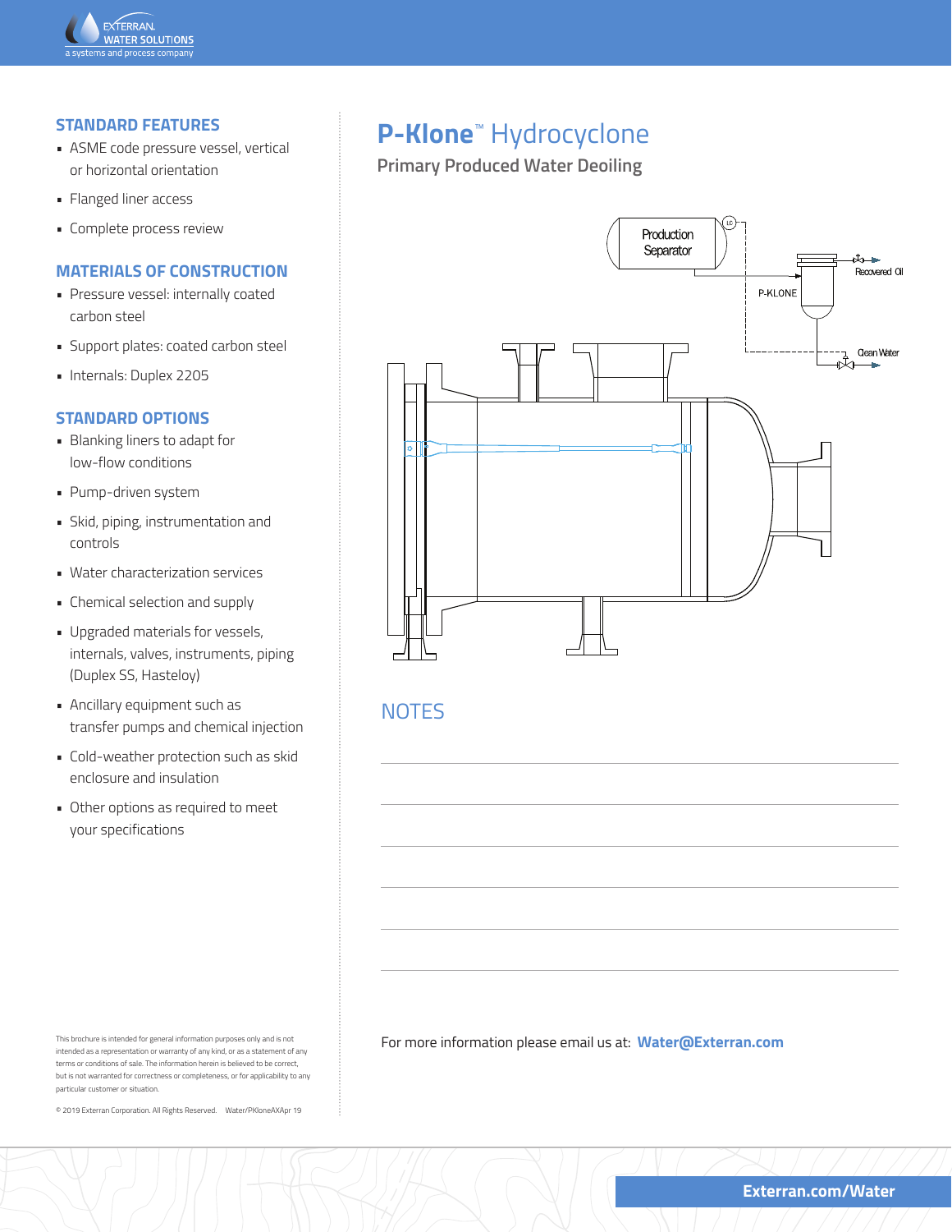## STANDARD FEATURES

- ASME code pressure vessel, vertical or horizontal orientation
- Flanged liner access
- Complete process review

## MATERIALS OF CONSTRUCTION

- Pressure vessel: internally coated carbon steel
- Support plates: coated carbon steel
- Internals: Duplex 2205

## STANDARD OPTIONS

- Blanking liners to adapt for low-flow conditions
- Pump-driven system
- Skid, piping, instrumentation and controls
- Water characterization services
- Chemical selection and supply
- Upgraded materials for vessels, internals, valves, instruments, piping (Duplex SS, Hasteloy)
- Ancillary equipment such as transfer pumps and chemical injection
- Cold-weather protection such as skid enclosure and insulation
- Other options as required to meet your specifications

This brochure is intended for general information purposes only and is not intended as a representation or warranty of any kind, or as a statement of any terms or conditions of sale. The information herein is believed to be correct, but is not warranted for correctness or completeness, or for applicability to any particular customer or situation.

© 2019 Exterran Corporation. All Rights Reserved. Water/PKloneAXApr 19

# P-Klone™ Hydrocyclone

## Primary Produced Water Deoiling

Production Separator

LC

P-KLONE

Recovered Oil

Clean Water

## NOTES

For more information please email us at: **Water@Exterran.com**

**Exterran.com/Water**